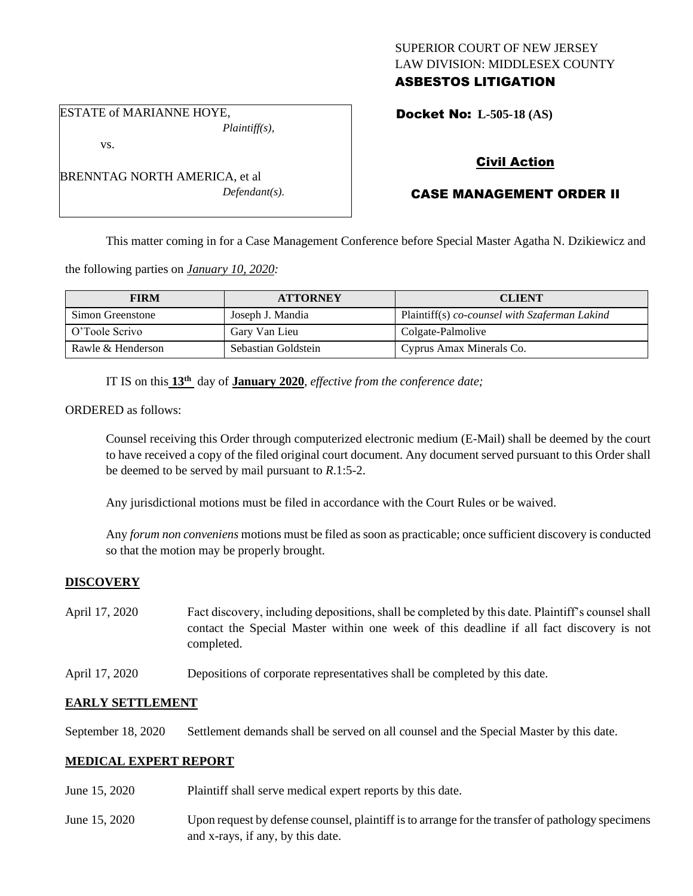SUPERIOR COURT OF NEW JERSEY
LAW DIVISION: MIDDLESEX COUNTY
**ASBESTOS LITIGATION**

ESTATE of MARIANNE HOYE,
*Plaintiff(s),*

vs.

BRENNTAG NORTH AMERICA, et al
*Defendant(s).*

**Docket No: L-505-18 (AS)**

**Civil Action**

**CASE MANAGEMENT ORDER II**

This matter coming in for a Case Management Conference before Special Master Agatha N. Dzikiewicz and the following parties on *January 10, 2020:*

| FIRM | ATTORNEY | CLIENT |
|---|---|---|
| Simon Greenstone | Joseph J. Mandia | Plaintiff(s) *co-counsel with Szaferman Lakind* |
| O'Toole Scrivo | Gary Van Lieu | Colgate-Palmolive |
| Rawle & Henderson | Sebastian Goldstein | Cyprus Amax Minerals Co. |

IT IS on this **13th** day of **January 2020**, *effective from the conference date;*

ORDERED as follows:

Counsel receiving this Order through computerized electronic medium (E-Mail) shall be deemed by the court to have received a copy of the filed original court document. Any document served pursuant to this Order shall be deemed to be served by mail pursuant to *R*.1:5-2.

Any jurisdictional motions must be filed in accordance with the Court Rules or be waived.

Any *forum non conveniens* motions must be filed as soon as practicable; once sufficient discovery is conducted so that the motion may be properly brought.

## DISCOVERY

April 17, 2020 — Fact discovery, including depositions, shall be completed by this date. Plaintiff's counsel shall contact the Special Master within one week of this deadline if all fact discovery is not completed.

April 17, 2020 — Depositions of corporate representatives shall be completed by this date.

## EARLY SETTLEMENT

September 18, 2020 — Settlement demands shall be served on all counsel and the Special Master by this date.

## MEDICAL EXPERT REPORT

June 15, 2020 — Plaintiff shall serve medical expert reports by this date.

June 15, 2020 — Upon request by defense counsel, plaintiff is to arrange for the transfer of pathology specimens and x-rays, if any, by this date.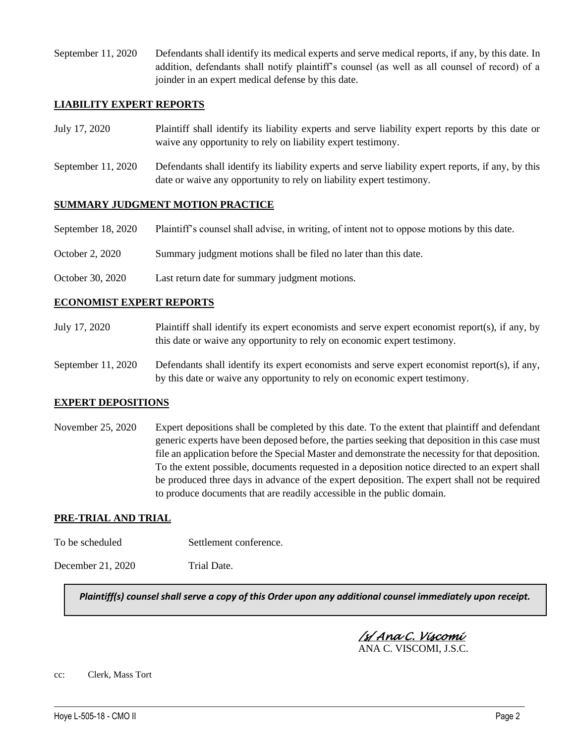September 11, 2020 Defendants shall identify its medical experts and serve medical reports, if any, by this date. In addition, defendants shall notify plaintiff's counsel (as well as all counsel of record) of a joinder in an expert medical defense by this date.

## LIABILITY EXPERT REPORTS

July 17, 2020 Plaintiff shall identify its liability experts and serve liability expert reports by this date or waive any opportunity to rely on liability expert testimony.

September 11, 2020 Defendants shall identify its liability experts and serve liability expert reports, if any, by this date or waive any opportunity to rely on liability expert testimony.

## SUMMARY JUDGMENT MOTION PRACTICE

September 18, 2020 Plaintiff's counsel shall advise, in writing, of intent not to oppose motions by this date.

October 2, 2020 Summary judgment motions shall be filed no later than this date.

October 30, 2020 Last return date for summary judgment motions.

## ECONOMIST EXPERT REPORTS

July 17, 2020 Plaintiff shall identify its expert economists and serve expert economist report(s), if any, by this date or waive any opportunity to rely on economic expert testimony.

September 11, 2020 Defendants shall identify its expert economists and serve expert economist report(s), if any, by this date or waive any opportunity to rely on economic expert testimony.

## EXPERT DEPOSITIONS

November 25, 2020 Expert depositions shall be completed by this date. To the extent that plaintiff and defendant generic experts have been deposed before, the parties seeking that deposition in this case must file an application before the Special Master and demonstrate the necessity for that deposition. To the extent possible, documents requested in a deposition notice directed to an expert shall be produced three days in advance of the expert deposition. The expert shall not be required to produce documents that are readily accessible in the public domain.

## PRE-TRIAL AND TRIAL

To be scheduled Settlement conference.

December 21, 2020 Trial Date.

***Plaintiff(s) counsel shall serve a copy of this Order upon any additional counsel immediately upon receipt.***

*/s/ Ana C. Viscomi*
ANA C. VISCOMI, J.S.C.

cc: Clerk, Mass Tort